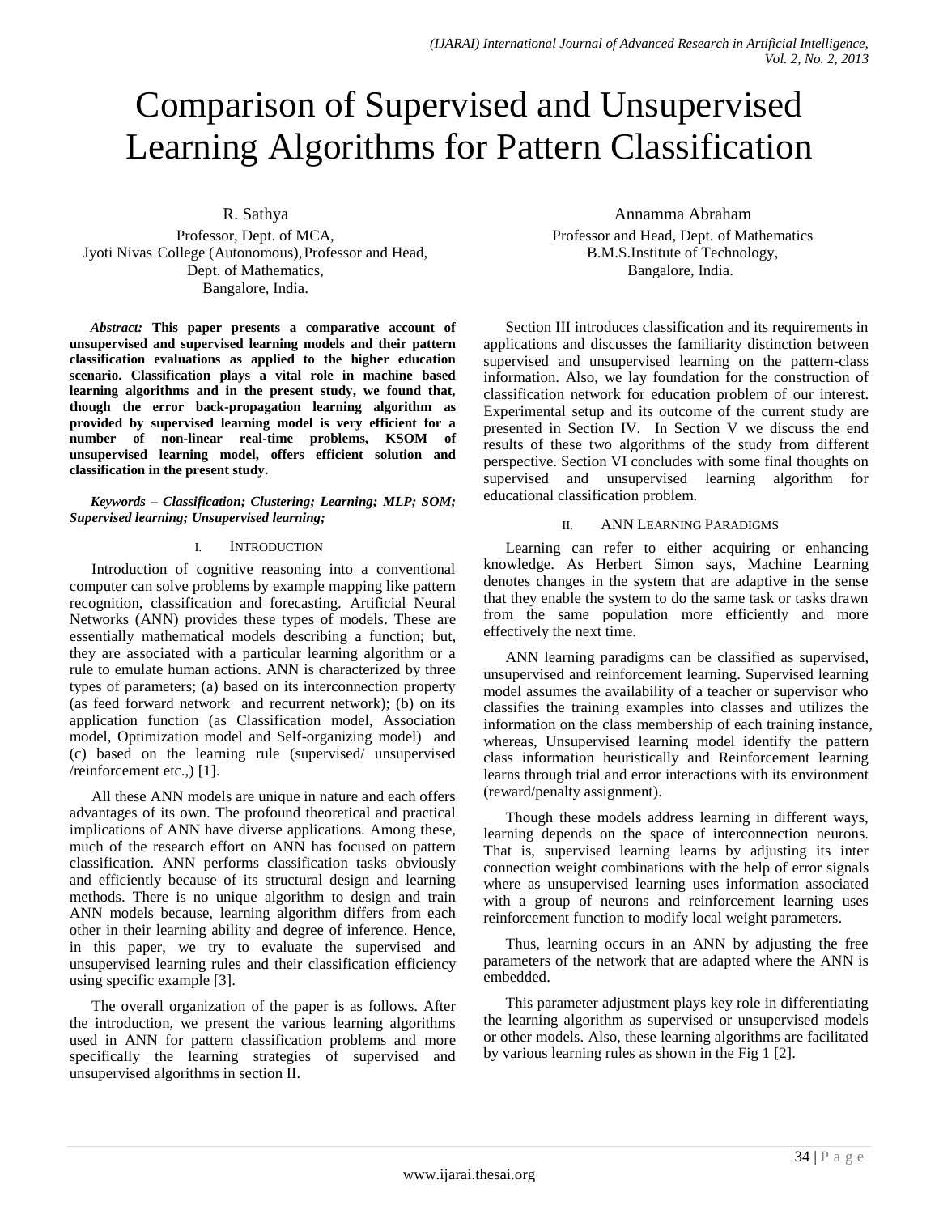# Comparison of Supervised and Unsupervised Learning Algorithms for Pattern Classification

R. Sathya
Professor, Dept. of MCA,
Jyoti Nivas College (Autonomous), Professor and Head,
Dept. of Mathematics,
Bangalore, India.

Annamma Abraham
Professor and Head, Dept. of Mathematics
B.M.S.Institute of Technology,
Bangalore, India.

***Abstract:*** **This paper presents a comparative account of unsupervised and supervised learning models and their pattern classification evaluations as applied to the higher education scenario. Classification plays a vital role in machine based learning algorithms and in the present study, we found that, though the error back-propagation learning algorithm as provided by supervised learning model is very efficient for a number of non-linear real-time problems, KSOM of unsupervised learning model, offers efficient solution and classification in the present study.**

***Keywords – Classification; Clustering; Learning; MLP; SOM; Supervised learning; Unsupervised learning;***

## I. Introduction

Introduction of cognitive reasoning into a conventional computer can solve problems by example mapping like pattern recognition, classification and forecasting. Artificial Neural Networks (ANN) provides these types of models. These are essentially mathematical models describing a function; but, they are associated with a particular learning algorithm or a rule to emulate human actions. ANN is characterized by three types of parameters; (a) based on its interconnection property (as feed forward network and recurrent network); (b) on its application function (as Classification model, Association model, Optimization model and Self-organizing model) and (c) based on the learning rule (supervised/ unsupervised /reinforcement etc.,) [1].

All these ANN models are unique in nature and each offers advantages of its own. The profound theoretical and practical implications of ANN have diverse applications. Among these, much of the research effort on ANN has focused on pattern classification. ANN performs classification tasks obviously and efficiently because of its structural design and learning methods. There is no unique algorithm to design and train ANN models because, learning algorithm differs from each other in their learning ability and degree of inference. Hence, in this paper, we try to evaluate the supervised and unsupervised learning rules and their classification efficiency using specific example [3].

The overall organization of the paper is as follows. After the introduction, we present the various learning algorithms used in ANN for pattern classification problems and more specifically the learning strategies of supervised and unsupervised algorithms in section II.

Section III introduces classification and its requirements in applications and discusses the familiarity distinction between supervised and unsupervised learning on the pattern-class information. Also, we lay foundation for the construction of classification network for education problem of our interest. Experimental setup and its outcome of the current study are presented in Section IV. In Section V we discuss the end results of these two algorithms of the study from different perspective. Section VI concludes with some final thoughts on supervised and unsupervised learning algorithm for educational classification problem.

## II. ANN Learning Paradigms

Learning can refer to either acquiring or enhancing knowledge. As Herbert Simon says, Machine Learning denotes changes in the system that are adaptive in the sense that they enable the system to do the same task or tasks drawn from the same population more efficiently and more effectively the next time.

ANN learning paradigms can be classified as supervised, unsupervised and reinforcement learning. Supervised learning model assumes the availability of a teacher or supervisor who classifies the training examples into classes and utilizes the information on the class membership of each training instance, whereas, Unsupervised learning model identify the pattern class information heuristically and Reinforcement learning learns through trial and error interactions with its environment (reward/penalty assignment).

Though these models address learning in different ways, learning depends on the space of interconnection neurons. That is, supervised learning learns by adjusting its inter connection weight combinations with the help of error signals where as unsupervised learning uses information associated with a group of neurons and reinforcement learning uses reinforcement function to modify local weight parameters.

Thus, learning occurs in an ANN by adjusting the free parameters of the network that are adapted where the ANN is embedded.

This parameter adjustment plays key role in differentiating the learning algorithm as supervised or unsupervised models or other models. Also, these learning algorithms are facilitated by various learning rules as shown in the Fig 1 [2].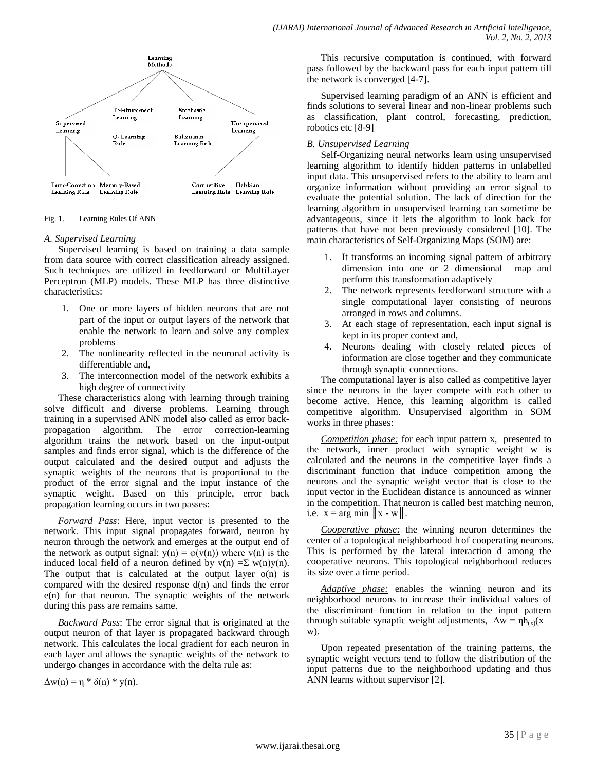Learning Methods

Supervised Learning — Error-Correction Learning Rule, Memory-Based Learning Rule

Reinforcement Learning — Q- Learning Rule

Stochastic Learning — Boltzmann Learning Rule

Unsupervised Learning — Competitive Learning Rule, Hebbian Learning Rule

Fig. 1. Learning Rules Of ANN

### *A. Supervised Learning*

Supervised learning is based on training a data sample from data source with correct classification already assigned. Such techniques are utilized in feedforward or MultiLayer Perceptron (MLP) models. These MLP has three distinctive characteristics:

1. One or more layers of hidden neurons that are not part of the input or output layers of the network that enable the network to learn and solve any complex problems
2. The nonlinearity reflected in the neuronal activity is differentiable and,
3. The interconnection model of the network exhibits a high degree of connectivity

These characteristics along with learning through training solve difficult and diverse problems. Learning through training in a supervised ANN model also called as error back-propagation algorithm. The error correction-learning algorithm trains the network based on the input-output samples and finds error signal, which is the difference of the output calculated and the desired output and adjusts the synaptic weights of the neurons that is proportional to the product of the error signal and the input instance of the synaptic weight. Based on this principle, error back propagation learning occurs in two passes:

*Forward Pass*: Here, input vector is presented to the network. This input signal propagates forward, neuron by neuron through the network and emerges at the output end of the network as output signal: $y(n) = \varphi(v(n))$ where $v(n)$ is the induced local field of a neuron defined by $v(n) = \Sigma\ w(n)y(n)$. The output that is calculated at the output layer $o(n)$ is compared with the desired response $d(n)$ and finds the error $e(n)$ for that neuron. The synaptic weights of the network during this pass are remains same.

*Backward Pass*: The error signal that is originated at the output neuron of that layer is propagated backward through network. This calculates the local gradient for each neuron in each layer and allows the synaptic weights of the network to undergo changes in accordance with the delta rule as:

$$\Delta w(n) = \eta * \delta(n) * y(n).$$

This recursive computation is continued, with forward pass followed by the backward pass for each input pattern till the network is converged [4-7].

Supervised learning paradigm of an ANN is efficient and finds solutions to several linear and non-linear problems such as classification, plant control, forecasting, prediction, robotics etc [8-9]

### *B. Unsupervised Learning*

Self-Organizing neural networks learn using unsupervised learning algorithm to identify hidden patterns in unlabelled input data. This unsupervised refers to the ability to learn and organize information without providing an error signal to evaluate the potential solution. The lack of direction for the learning algorithm in unsupervised learning can sometime be advantageous, since it lets the algorithm to look back for patterns that have not been previously considered [10]. The main characteristics of Self-Organizing Maps (SOM) are:

1. It transforms an incoming signal pattern of arbitrary dimension into one or 2 dimensional map and perform this transformation adaptively
2. The network represents feedforward structure with a single computational layer consisting of neurons arranged in rows and columns.
3. At each stage of representation, each input signal is kept in its proper context and,
4. Neurons dealing with closely related pieces of information are close together and they communicate through synaptic connections.

The computational layer is also called as competitive layer since the neurons in the layer compete with each other to become active. Hence, this learning algorithm is called competitive algorithm. Unsupervised algorithm in SOM works in three phases:

*Competition phase:* for each input pattern x, presented to the network, inner product with synaptic weight w is calculated and the neurons in the competitive layer finds a discriminant function that induce competition among the neurons and the synaptic weight vector that is close to the input vector in the Euclidean distance is announced as winner in the competition. That neuron is called best matching neuron, i.e. $x = \arg\min \|x - w\|$.

*Cooperative phase:* the winning neuron determines the center of a topological neighborhood h of cooperating neurons. This is performed by the lateral interaction d among the cooperative neurons. This topological neighborhood reduces its size over a time period.

*Adaptive phase:* enables the winning neuron and its neighborhood neurons to increase their individual values of the discriminant function in relation to the input pattern through suitable synaptic weight adjustments, $\Delta w = \eta h_{(x)}(x - w)$.

Upon repeated presentation of the training patterns, the synaptic weight vectors tend to follow the distribution of the input patterns due to the neighborhood updating and thus ANN learns without supervisor [2].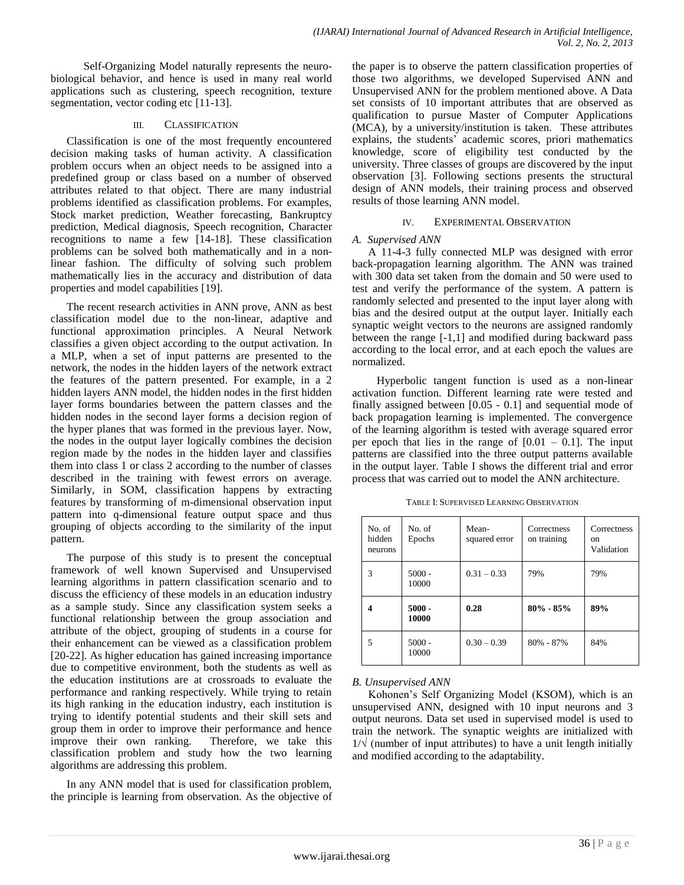Self-Organizing Model naturally represents the neuro-biological behavior, and hence is used in many real world applications such as clustering, speech recognition, texture segmentation, vector coding etc [11-13].

## III. Classification

Classification is one of the most frequently encountered decision making tasks of human activity. A classification problem occurs when an object needs to be assigned into a predefined group or class based on a number of observed attributes related to that object. There are many industrial problems identified as classification problems. For examples, Stock market prediction, Weather forecasting, Bankruptcy prediction, Medical diagnosis, Speech recognition, Character recognitions to name a few [14-18]. These classification problems can be solved both mathematically and in a non-linear fashion. The difficulty of solving such problem mathematically lies in the accuracy and distribution of data properties and model capabilities [19].

The recent research activities in ANN prove, ANN as best classification model due to the non-linear, adaptive and functional approximation principles. A Neural Network classifies a given object according to the output activation. In a MLP, when a set of input patterns are presented to the network, the nodes in the hidden layers of the network extract the features of the pattern presented. For example, in a 2 hidden layers ANN model, the hidden nodes in the first hidden layer forms boundaries between the pattern classes and the hidden nodes in the second layer forms a decision region of the hyper planes that was formed in the previous layer. Now, the nodes in the output layer logically combines the decision region made by the nodes in the hidden layer and classifies them into class 1 or class 2 according to the number of classes described in the training with fewest errors on average. Similarly, in SOM, classification happens by extracting features by transforming of m-dimensional observation input pattern into q-dimensional feature output space and thus grouping of objects according to the similarity of the input pattern.

The purpose of this study is to present the conceptual framework of well known Supervised and Unsupervised learning algorithms in pattern classification scenario and to discuss the efficiency of these models in an education industry as a sample study. Since any classification system seeks a functional relationship between the group association and attribute of the object, grouping of students in a course for their enhancement can be viewed as a classification problem [20-22]. As higher education has gained increasing importance due to competitive environment, both the students as well as the education institutions are at crossroads to evaluate the performance and ranking respectively. While trying to retain its high ranking in the education industry, each institution is trying to identify potential students and their skill sets and group them in order to improve their performance and hence improve their own ranking. Therefore, we take this classification problem and study how the two learning algorithms are addressing this problem.

In any ANN model that is used for classification problem, the principle is learning from observation. As the objective of the paper is to observe the pattern classification properties of those two algorithms, we developed Supervised ANN and Unsupervised ANN for the problem mentioned above. A Data set consists of 10 important attributes that are observed as qualification to pursue Master of Computer Applications (MCA), by a university/institution is taken. These attributes explains, the students' academic scores, priori mathematics knowledge, score of eligibility test conducted by the university. Three classes of groups are discovered by the input observation [3]. Following sections presents the structural design of ANN models, their training process and observed results of those learning ANN model.

## IV. Experimental Observation

### *A. Supervised ANN*

A 11-4-3 fully connected MLP was designed with error back-propagation learning algorithm. The ANN was trained with 300 data set taken from the domain and 50 were used to test and verify the performance of the system. A pattern is randomly selected and presented to the input layer along with bias and the desired output at the output layer. Initially each synaptic weight vectors to the neurons are assigned randomly between the range [-1,1] and modified during backward pass according to the local error, and at each epoch the values are normalized.

Hyperbolic tangent function is used as a non-linear activation function. Different learning rate were tested and finally assigned between [0.05 - 0.1] and sequential mode of back propagation learning is implemented. The convergence of the learning algorithm is tested with average squared error per epoch that lies in the range of [0.01 – 0.1]. The input patterns are classified into the three output patterns available in the output layer. Table I shows the different trial and error process that was carried out to model the ANN architecture.

TABLE I: Supervised Learning Observation

| No. of hidden neurons | No. of Epochs | Mean-squared error | Correctness on training | Correctness on Validation |
|---|---|---|---|---|
| 3 | 5000 - 10000 | 0.31 – 0.33 | 79% | 79% |
| **4** | **5000 - 10000** | **0.28** | **80% - 85%** | **89%** |
| 5 | 5000 - 10000 | 0.30 – 0.39 | 80% - 87% | 84% |

### *B. Unsupervised ANN*

Kohonen's Self Organizing Model (KSOM), which is an unsupervised ANN, designed with 10 input neurons and 3 output neurons. Data set used in supervised model is used to train the network. The synaptic weights are initialized with 1/√ (number of input attributes) to have a unit length initially and modified according to the adaptability.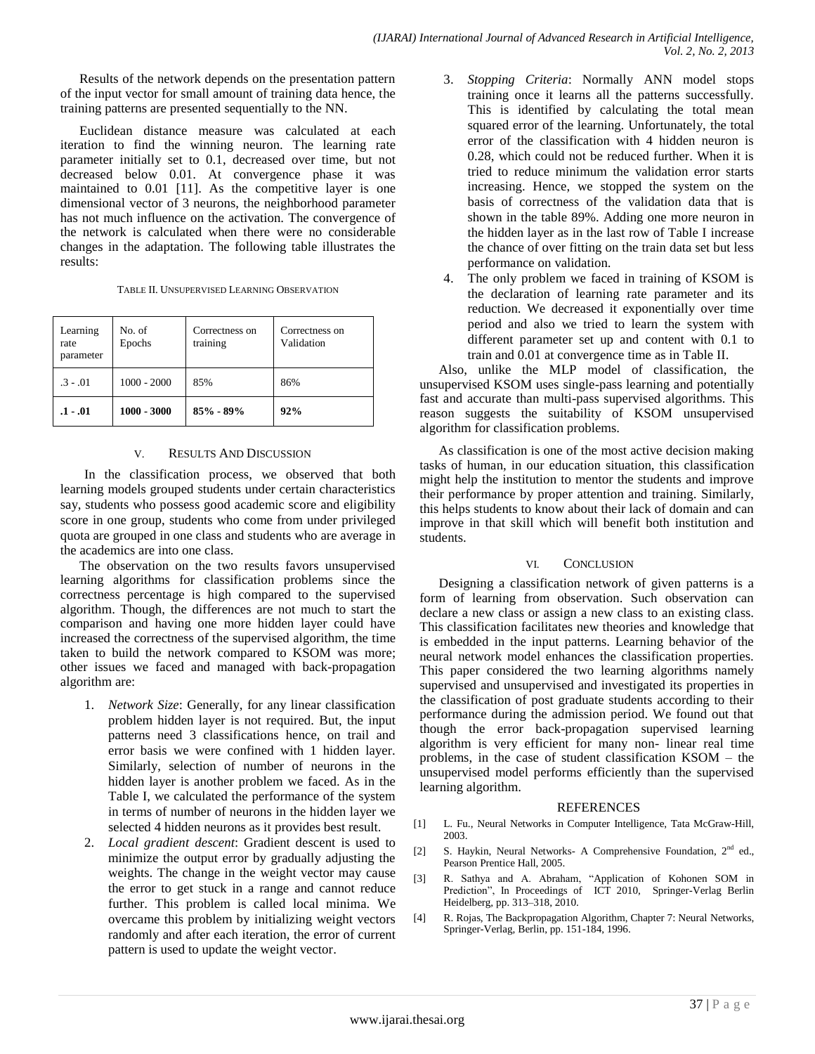Results of the network depends on the presentation pattern of the input vector for small amount of training data hence, the training patterns are presented sequentially to the NN.

Euclidean distance measure was calculated at each iteration to find the winning neuron. The learning rate parameter initially set to 0.1, decreased over time, but not decreased below 0.01. At convergence phase it was maintained to 0.01 [11]. As the competitive layer is one dimensional vector of 3 neurons, the neighborhood parameter has not much influence on the activation. The convergence of the network is calculated when there were no considerable changes in the adaptation. The following table illustrates the results:

TABLE II. UNSUPERVISED LEARNING OBSERVATION

| Learning rate parameter | No. of Epochs | Correctness on training | Correctness on Validation |
|---|---|---|---|
| .3 - .01 | 1000 - 2000 | 85% | 86% |
| **.1 - .01** | **1000 - 3000** | **85% - 89%** | **92%** |

## V. RESULTS AND DISCUSSION

In the classification process, we observed that both learning models grouped students under certain characteristics say, students who possess good academic score and eligibility score in one group, students who come from under privileged quota are grouped in one class and students who are average in the academics are into one class.

The observation on the two results favors unsupervised learning algorithms for classification problems since the correctness percentage is high compared to the supervised algorithm. Though, the differences are not much to start the comparison and having one more hidden layer could have increased the correctness of the supervised algorithm, the time taken to build the network compared to KSOM was more; other issues we faced and managed with back-propagation algorithm are:

1. *Network Size*: Generally, for any linear classification problem hidden layer is not required. But, the input patterns need 3 classifications hence, on trail and error basis we were confined with 1 hidden layer. Similarly, selection of number of neurons in the hidden layer is another problem we faced. As in the Table I, we calculated the performance of the system in terms of number of neurons in the hidden layer we selected 4 hidden neurons as it provides best result.
2. *Local gradient descent*: Gradient descent is used to minimize the output error by gradually adjusting the weights. The change in the weight vector may cause the error to get stuck in a range and cannot reduce further. This problem is called local minima. We overcame this problem by initializing weight vectors randomly and after each iteration, the error of current pattern is used to update the weight vector.
3. *Stopping Criteria*: Normally ANN model stops training once it learns all the patterns successfully. This is identified by calculating the total mean squared error of the learning. Unfortunately, the total error of the classification with 4 hidden neuron is 0.28, which could not be reduced further. When it is tried to reduce minimum the validation error starts increasing. Hence, we stopped the system on the basis of correctness of the validation data that is shown in the table 89%. Adding one more neuron in the hidden layer as in the last row of Table I increase the chance of over fitting on the train data set but less performance on validation.
4. The only problem we faced in training of KSOM is the declaration of learning rate parameter and its reduction. We decreased it exponentially over time period and also we tried to learn the system with different parameter set up and content with 0.1 to train and 0.01 at convergence time as in Table II.

Also, unlike the MLP model of classification, the unsupervised KSOM uses single-pass learning and potentially fast and accurate than multi-pass supervised algorithms. This reason suggests the suitability of KSOM unsupervised algorithm for classification problems.

As classification is one of the most active decision making tasks of human, in our education situation, this classification might help the institution to mentor the students and improve their performance by proper attention and training. Similarly, this helps students to know about their lack of domain and can improve in that skill which will benefit both institution and students.

## VI. CONCLUSION

Designing a classification network of given patterns is a form of learning from observation. Such observation can declare a new class or assign a new class to an existing class. This classification facilitates new theories and knowledge that is embedded in the input patterns. Learning behavior of the neural network model enhances the classification properties. This paper considered the two learning algorithms namely supervised and unsupervised and investigated its properties in the classification of post graduate students according to their performance during the admission period. We found out that though the error back-propagation supervised learning algorithm is very efficient for many non- linear real time problems, in the case of student classification KSOM – the unsupervised model performs efficiently than the supervised learning algorithm.

## REFERENCES

[1] L. Fu., Neural Networks in Computer Intelligence, Tata McGraw-Hill, 2003.

[2] S. Haykin, Neural Networks- A Comprehensive Foundation, 2nd ed., Pearson Prentice Hall, 2005.

[3] R. Sathya and A. Abraham, "Application of Kohonen SOM in Prediction", In Proceedings of ICT 2010, Springer-Verlag Berlin Heidelberg, pp. 313–318, 2010.

[4] R. Rojas, The Backpropagation Algorithm, Chapter 7: Neural Networks, Springer-Verlag, Berlin, pp. 151-184, 1996.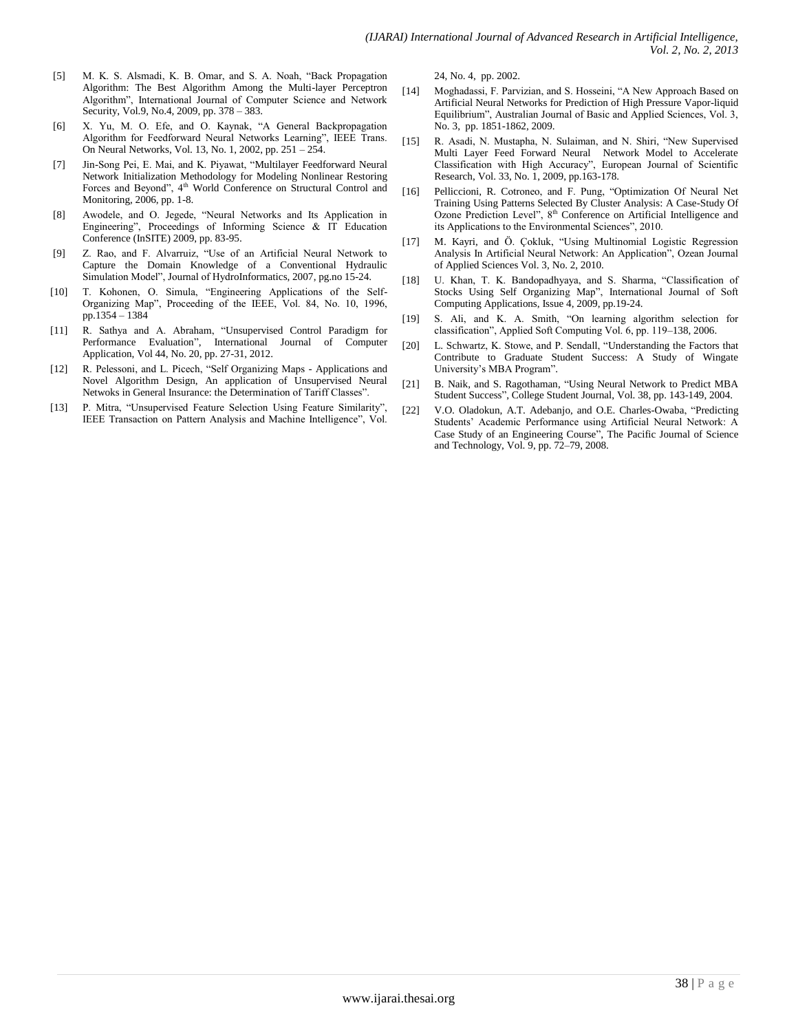[5] M. K. S. Alsmadi, K. B. Omar, and S. A. Noah, "Back Propagation Algorithm: The Best Algorithm Among the Multi-layer Perceptron Algorithm", International Journal of Computer Science and Network Security, Vol.9, No.4, 2009, pp. 378 – 383.

[6] X. Yu, M. O. Efe, and O. Kaynak, "A General Backpropagation Algorithm for Feedforward Neural Networks Learning", IEEE Trans. On Neural Networks, Vol. 13, No. 1, 2002, pp. 251 – 254.

[7] Jin-Song Pei, E. Mai, and K. Piyawat, "Multilayer Feedforward Neural Network Initialization Methodology for Modeling Nonlinear Restoring Forces and Beyond", 4th World Conference on Structural Control and Monitoring, 2006, pp. 1-8.

[8] Awodele, and O. Jegede, "Neural Networks and Its Application in Engineering", Proceedings of Informing Science & IT Education Conference (InSITE) 2009, pp. 83-95.

[9] Z. Rao, and F. Alvarruiz, "Use of an Artificial Neural Network to Capture the Domain Knowledge of a Conventional Hydraulic Simulation Model", Journal of HydroInformatics, 2007, pg.no 15-24.

[10] T. Kohonen, O. Simula, "Engineering Applications of the Self-Organizing Map", Proceeding of the IEEE, Vol. 84, No. 10, 1996, pp.1354 – 1384

[11] R. Sathya and A. Abraham, "Unsupervised Control Paradigm for Performance Evaluation", International Journal of Computer Application, Vol 44, No. 20, pp. 27-31, 2012.

[12] R. Pelessoni, and L. Picech, "Self Organizing Maps - Applications and Novel Algorithm Design, An application of Unsupervised Neural Netwoks in General Insurance: the Determination of Tariff Classes".

[13] P. Mitra, "Unsupervised Feature Selection Using Feature Similarity", IEEE Transaction on Pattern Analysis and Machine Intelligence", Vol. 24, No. 4, pp. 2002.

[14] Moghadassi, F. Parvizian, and S. Hosseini, "A New Approach Based on Artificial Neural Networks for Prediction of High Pressure Vapor-liquid Equilibrium", Australian Journal of Basic and Applied Sciences, Vol. 3, No. 3, pp. 1851-1862, 2009.

[15] R. Asadi, N. Mustapha, N. Sulaiman, and N. Shiri, "New Supervised Multi Layer Feed Forward Neural Network Model to Accelerate Classification with High Accuracy", European Journal of Scientific Research, Vol. 33, No. 1, 2009, pp.163-178.

[16] Pelliccioni, R. Cotroneo, and F. Pung, "Optimization Of Neural Net Training Using Patterns Selected By Cluster Analysis: A Case-Study Of Ozone Prediction Level", 8th Conference on Artificial Intelligence and its Applications to the Environmental Sciences", 2010.

[17] M. Kayri, and Ö. Çokluk, "Using Multinomial Logistic Regression Analysis In Artificial Neural Network: An Application", Ozean Journal of Applied Sciences Vol. 3, No. 2, 2010.

[18] U. Khan, T. K. Bandopadhyaya, and S. Sharma, "Classification of Stocks Using Self Organizing Map", International Journal of Soft Computing Applications, Issue 4, 2009, pp.19-24.

[19] S. Ali, and K. A. Smith, "On learning algorithm selection for classification", Applied Soft Computing Vol. 6, pp. 119–138, 2006.

[20] L. Schwartz, K. Stowe, and P. Sendall, "Understanding the Factors that Contribute to Graduate Student Success: A Study of Wingate University's MBA Program".

[21] B. Naik, and S. Ragothaman, "Using Neural Network to Predict MBA Student Success", College Student Journal, Vol. 38, pp. 143-149, 2004.

[22] V.O. Oladokun, A.T. Adebanjo, and O.E. Charles-Owaba, "Predicting Students' Academic Performance using Artificial Neural Network: A Case Study of an Engineering Course", The Pacific Journal of Science and Technology, Vol. 9, pp. 72–79, 2008.